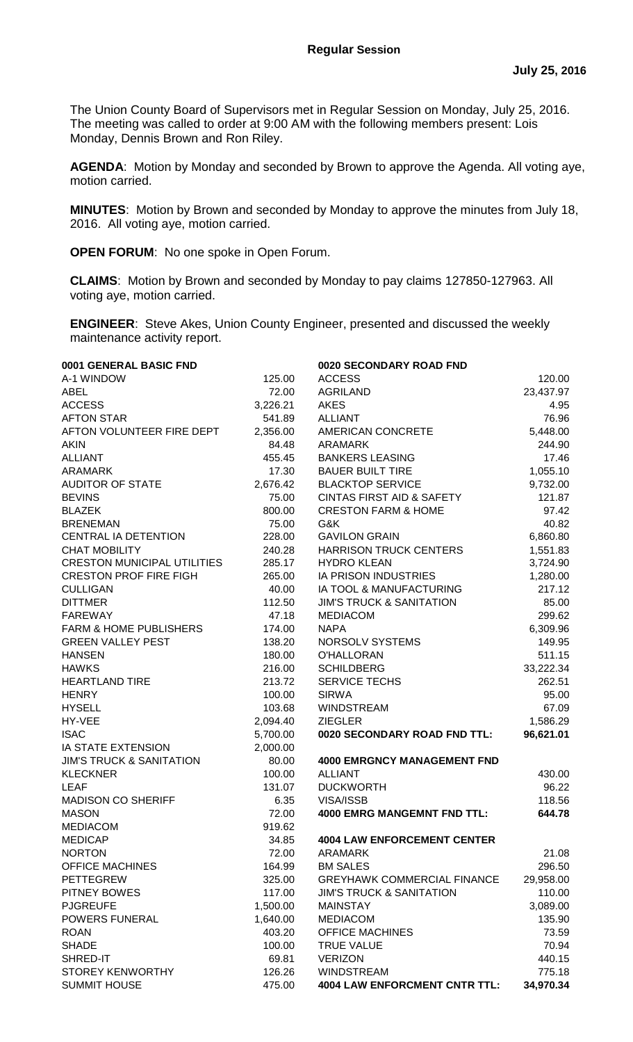## Regular Session

**July 25, 2016**

The Union County Board of Supervisors met in Regular Session on Monday, July 25, 2016. The meeting was called to order at 9:00 AM with the following members present: Lois Monday, Dennis Brown and Ron Riley.

**AGENDA**: Motion by Monday and seconded by Brown to approve the Agenda. All voting aye, motion carried.

**MINUTES**: Motion by Brown and seconded by Monday to approve the minutes from July 18, 2016. All voting aye, motion carried.

**OPEN FORUM**: No one spoke in Open Forum.

**CLAIMS**: Motion by Brown and seconded by Monday to pay claims 127850-127963. All voting aye, motion carried.

**ENGINEER**: Steve Akes, Union County Engineer, presented and discussed the weekly maintenance activity report.

| **0001 GENERAL BASIC FND** | |
|---|---|
| A-1 WINDOW | 125.00 |
| ABEL | 72.00 |
| ACCESS | 3,226.21 |
| AFTON STAR | 541.89 |
| AFTON VOLUNTEER FIRE DEPT | 2,356.00 |
| AKIN | 84.48 |
| ALLIANT | 455.45 |
| ARAMARK | 17.30 |
| AUDITOR OF STATE | 2,676.42 |
| BEVINS | 75.00 |
| BLAZEK | 800.00 |
| BRENEMAN | 75.00 |
| CENTRAL IA DETENTION | 228.00 |
| CHAT MOBILITY | 240.28 |
| CRESTON MUNICIPAL UTILITIES | 285.17 |
| CRESTON PROF FIRE FIGH | 265.00 |
| CULLIGAN | 40.00 |
| DITTMER | 112.50 |
| FAREWAY | 47.18 |
| FARM & HOME PUBLISHERS | 174.00 |
| GREEN VALLEY PEST | 138.20 |
| HANSEN | 180.00 |
| HAWKS | 216.00 |
| HEARTLAND TIRE | 213.72 |
| HENRY | 100.00 |
| HYSELL | 103.68 |
| HY-VEE | 2,094.40 |
| ISAC | 5,700.00 |
| IA STATE EXTENSION | 2,000.00 |
| JIM'S TRUCK & SANITATION | 80.00 |
| KLECKNER | 100.00 |
| LEAF | 131.07 |
| MADISON CO SHERIFF | 6.35 |
| MASON | 72.00 |
| MEDIACOM | 919.62 |
| MEDICAP | 34.85 |
| NORTON | 72.00 |
| OFFICE MACHINES | 164.99 |
| PETTEGREW | 325.00 |
| PITNEY BOWES | 117.00 |
| PJGREUFE | 1,500.00 |
| POWERS FUNERAL | 1,640.00 |
| ROAN | 403.20 |
| SHADE | 100.00 |
| SHRED-IT | 69.81 |
| STOREY KENWORTHY | 126.26 |
| SUMMIT HOUSE | 475.00 |

| **0020 SECONDARY ROAD FND** | |
|---|---|
| ACCESS | 120.00 |
| AGRILAND | 23,437.97 |
| AKES | 4.95 |
| ALLIANT | 76.96 |
| AMERICAN CONCRETE | 5,448.00 |
| ARAMARK | 244.90 |
| BANKERS LEASING | 17.46 |
| BAUER BUILT TIRE | 1,055.10 |
| BLACKTOP SERVICE | 9,732.00 |
| CINTAS FIRST AID & SAFETY | 121.87 |
| CRESTON FARM & HOME | 97.42 |
| G&K | 40.82 |
| GAVILON GRAIN | 6,860.80 |
| HARRISON TRUCK CENTERS | 1,551.83 |
| HYDRO KLEAN | 3,724.90 |
| IA PRISON INDUSTRIES | 1,280.00 |
| IA TOOL & MANUFACTURING | 217.12 |
| JIM'S TRUCK & SANITATION | 85.00 |
| MEDIACOM | 299.62 |
| NAPA | 6,309.96 |
| NORSOLV SYSTEMS | 149.95 |
| O'HALLORAN | 511.15 |
| SCHILDBERG | 33,222.34 |
| SERVICE TECHS | 262.51 |
| SIRWA | 95.00 |
| WINDSTREAM | 67.09 |
| ZIEGLER | 1,586.29 |
| **0020 SECONDARY ROAD FND TTL:** | **96,621.01** |

| **4000 EMRGNCY MANAGEMENT FND** | |
|---|---|
| ALLIANT | 430.00 |
| DUCKWORTH | 96.22 |
| VISA/ISSB | 118.56 |
| **4000 EMRG MANGEMNT FND TTL:** | **644.78** |

| **4004 LAW ENFORCEMENT CENTER** | |
|---|---|
| ARAMARK | 21.08 |
| BM SALES | 296.50 |
| GREYHAWK COMMERCIAL FINANCE | 29,958.00 |
| JIM'S TRUCK & SANITATION | 110.00 |
| MAINSTAY | 3,089.00 |
| MEDIACOM | 135.90 |
| OFFICE MACHINES | 73.59 |
| TRUE VALUE | 70.94 |
| VERIZON | 440.15 |
| WINDSTREAM | 775.18 |
| **4004 LAW ENFORCMENT CNTR TTL:** | **34,970.34** |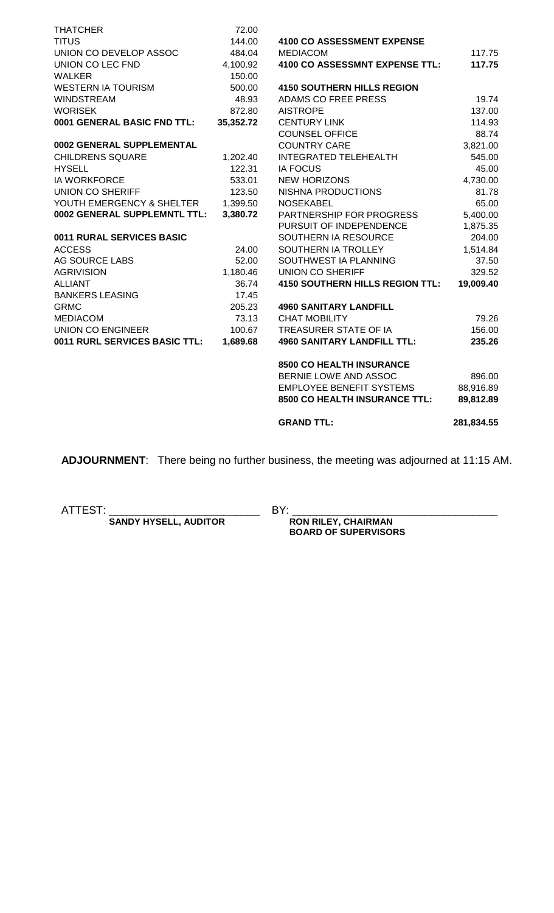| | |
|---|---|
| THATCHER | 72.00 |
| TITUS | 144.00 |
| UNION CO DEVELOP ASSOC | 484.04 |
| UNION CO LEC FND | 4,100.92 |
| WALKER | 150.00 |
| WESTERN IA TOURISM | 500.00 |
| WINDSTREAM | 48.93 |
| WORISEK | 872.80 |
| **0001 GENERAL BASIC FND TTL:** | **35,352.72** |
| | |
| **0002 GENERAL SUPPLEMENTAL** | |
| CHILDRENS SQUARE | 1,202.40 |
| HYSELL | 122.31 |
| IA WORKFORCE | 533.01 |
| UNION CO SHERIFF | 123.50 |
| YOUTH EMERGENCY & SHELTER | 1,399.50 |
| **0002 GENERAL SUPPLEMNTL TTL:** | **3,380.72** |
| | |
| **0011 RURAL SERVICES BASIC** | |
| ACCESS | 24.00 |
| AG SOURCE LABS | 52.00 |
| AGRIVISION | 1,180.46 |
| ALLIANT | 36.74 |
| BANKERS LEASING | 17.45 |
| GRMC | 205.23 |
| MEDIACOM | 73.13 |
| UNION CO ENGINEER | 100.67 |
| **0011 RURL SERVICES BASIC TTL:** | **1,689.68** |
| | |
| **4100 CO ASSESSMENT EXPENSE** | |
| MEDIACOM | 117.75 |
| **4100 CO ASSESSMNT EXPENSE TTL:** | **117.75** |
| | |
| **4150 SOUTHERN HILLS REGION** | |
| ADAMS CO FREE PRESS | 19.74 |
| AISTROPE | 137.00 |
| CENTURY LINK | 114.93 |
| COUNSEL OFFICE | 88.74 |
| COUNTRY CARE | 3,821.00 |
| INTEGRATED TELEHEALTH | 545.00 |
| IA FOCUS | 45.00 |
| NEW HORIZONS | 4,730.00 |
| NISHNA PRODUCTIONS | 81.78 |
| NOSEKABEL | 65.00 |
| PARTNERSHIP FOR PROGRESS | 5,400.00 |
| PURSUIT OF INDEPENDENCE | 1,875.35 |
| SOUTHERN IA RESOURCE | 204.00 |
| SOUTHERN IA TROLLEY | 1,514.84 |
| SOUTHWEST IA PLANNING | 37.50 |
| UNION CO SHERIFF | 329.52 |
| **4150 SOUTHERN HILLS REGION TTL:** | **19,009.40** |
| | |
| **4960 SANITARY LANDFILL** | |
| CHAT MOBILITY | 79.26 |
| TREASURER STATE OF IA | 156.00 |
| **4960 SANITARY LANDFILL TTL:** | **235.26** |
| | |
| **8500 CO HEALTH INSURANCE** | |
| BERNIE LOWE AND ASSOC | 896.00 |
| EMPLOYEE BENEFIT SYSTEMS | 88,916.89 |
| **8500 CO HEALTH INSURANCE TTL:** | **89,812.89** |
| | |
| **GRAND TTL:** | **281,834.55** |

**ADJOURNMENT**: There being no further business, the meeting was adjourned at 11:15 AM.

ATTEST: ___________________________ BY: ___________________________________

**SANDY HYSELL, AUDITOR** **RON RILEY, CHAIRMAN**
**BOARD OF SUPERVISORS**